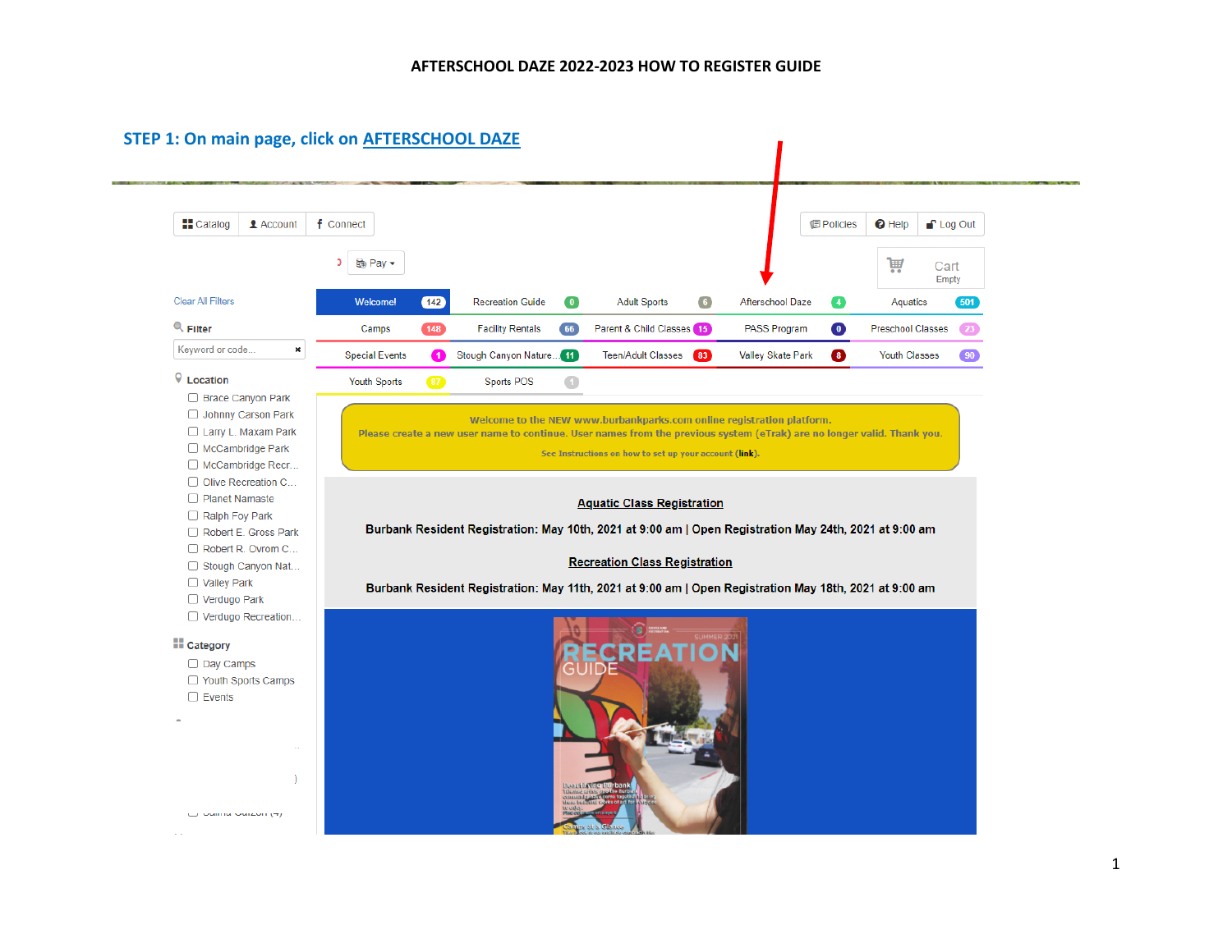# AFTERSCHOOL DAZE 2022-2023 HOW TO REGISTER GUIDE

## STEP 1: On main page, click on AFTERSCHOOL DAZE

Catalog | Account | Connect

Policies | Help | Log Out

Pay

Cart
Empty

Clear All Filters

**Filter**

Keyword or code...

**Location**

- Brace Canyon Park
- Johnny Carson Park
- Larry L. Maxam Park
- McCambridge Park
- McCambridge Recr...
- Olive Recreation C...
- Planet Namaste
- Ralph Foy Park
- Robert E. Gross Park
- Robert R. Ovrom C...
- Stough Canyon Nat...
- Valley Park
- Verdugo Park
- Verdugo Recreation...

**Category**

- Day Camps
- Youth Sports Camps
- Events

| | | | | |
|---|---|---|---|---|
| Welcome! 142 | Recreation Guide 0 | Adult Sports 6 | Afterschool Daze 4 | Aquatics 501 |
| Camps 148 | Facility Rentals 66 | Parent & Child Classes 15 | PASS Program 0 | Preschool Classes 23 |
| Special Events 1 | Stough Canyon Nature... 11 | Teen/Adult Classes 83 | Valley Skate Park 8 | Youth Classes 90 |
| Youth Sports 87 | Sports POS 1 | | | |

Welcome to the NEW www.burbankparks.com online registration platform.
Please create a new user name to continue. User names from the previous system (eTrak) are no longer valid. Thank you.

See Instructions on how to set up your account (**link**).

**Aquatic Class Registration**

**Burbank Resident Registration: May 10th, 2021 at 9:00 am | Open Registration May 24th, 2021 at 9:00 am**

**Recreation Class Registration**

**Burbank Resident Registration: May 11th, 2021 at 9:00 am | Open Registration May 18th, 2021 at 9:00 am**

SUMMER 2021
RECREATION GUIDE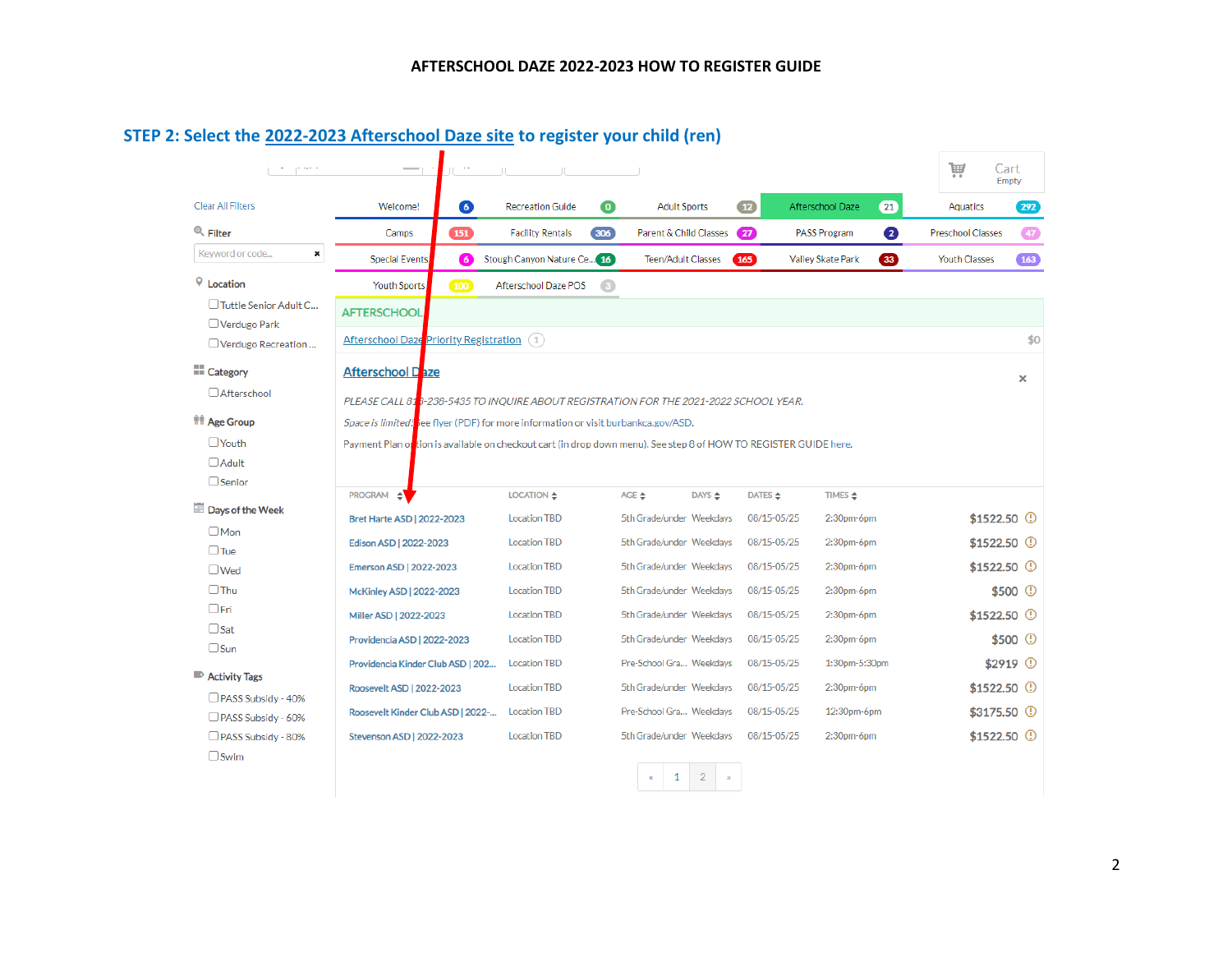# AFTERSCHOOL DAZE 2022-2023 HOW TO REGISTER GUIDE

## STEP 2: Select the 2022-2023 Afterschool Daze site to register your child (ren)

Cart
Empty

Clear All Filters

Filter

Keyword or code...

Location
- Tuttle Senior Adult C...
- Verdugo Park
- Verdugo Recreation ...

Category
- Afterschool

Age Group
- Youth
- Adult
- Senior

Days of the Week
- Mon
- Tue
- Wed
- Thu
- Fri
- Sat
- Sun

Activity Tags
- PASS Subsidy - 40%
- PASS Subsidy - 60%
- PASS Subsidy - 80%
- Swim

| | | | | |
|---|---|---|---|---|
| Welcome! 6 | Recreation Guide 0 | Adult Sports 12 | Afterschool Daze 21 | Aquatics 292 |
| Camps 151 | Facility Rentals 306 | Parent & Child Classes 27 | PASS Program 2 | Preschool Classes 47 |
| Special Events 6 | Stough Canyon Nature Ce... 16 | Teen/Adult Classes 165 | Valley Skate Park 33 | Youth Classes 163 |
| Youth Sports 100 | Afterschool Daze POS 3 | | | |

AFTERSCHOOL

Afterschool Daze Priority Registration (1) $0

### Afterschool Daze

*PLEASE CALL 818-238-5435 TO INQUIRE ABOUT REGISTRATION FOR THE 2021-2022 SCHOOL YEAR.*

*Space is limited!* See flyer (PDF) for more information or visit burbankca.gov/ASD.

Payment Plan option is available on checkout cart (in drop down menu). See step 8 of HOW TO REGISTER GUIDE here.

| PROGRAM | LOCATION | AGE | DAYS | DATES | TIMES | |
|---|---|---|---|---|---|---|
| Bret Harte ASD \| 2022-2023 | Location TBD | 5th Grade/under | Weekdays | 08/15-05/25 | 2:30pm-6pm | $1522.50 |
| Edison ASD \| 2022-2023 | Location TBD | 5th Grade/under | Weekdays | 08/15-05/25 | 2:30pm-6pm | $1522.50 |
| Emerson ASD \| 2022-2023 | Location TBD | 5th Grade/under | Weekdays | 08/15-05/25 | 2:30pm-6pm | $1522.50 |
| McKinley ASD \| 2022-2023 | Location TBD | 5th Grade/under | Weekdays | 08/15-05/25 | 2:30pm-6pm | $500 |
| Miller ASD \| 2022-2023 | Location TBD | 5th Grade/under | Weekdays | 08/15-05/25 | 2:30pm-6pm | $1522.50 |
| Providencia ASD \| 2022-2023 | Location TBD | 5th Grade/under | Weekdays | 08/15-05/25 | 2:30pm-6pm | $500 |
| Providencia Kinder Club ASD \| 202... | Location TBD | Pre-School Gra... | Weekdays | 08/15-05/25 | 1:30pm-5:30pm | $2919 |
| Roosevelt ASD \| 2022-2023 | Location TBD | 5th Grade/under | Weekdays | 08/15-05/25 | 2:30pm-6pm | $1522.50 |
| Roosevelt Kinder Club ASD \| 2022-... | Location TBD | Pre-School Gra... | Weekdays | 08/15-05/25 | 12:30pm-6pm | $3175.50 |
| Stevenson ASD \| 2022-2023 | Location TBD | 5th Grade/under | Weekdays | 08/15-05/25 | 2:30pm-6pm | $1522.50 |

« 1 2 »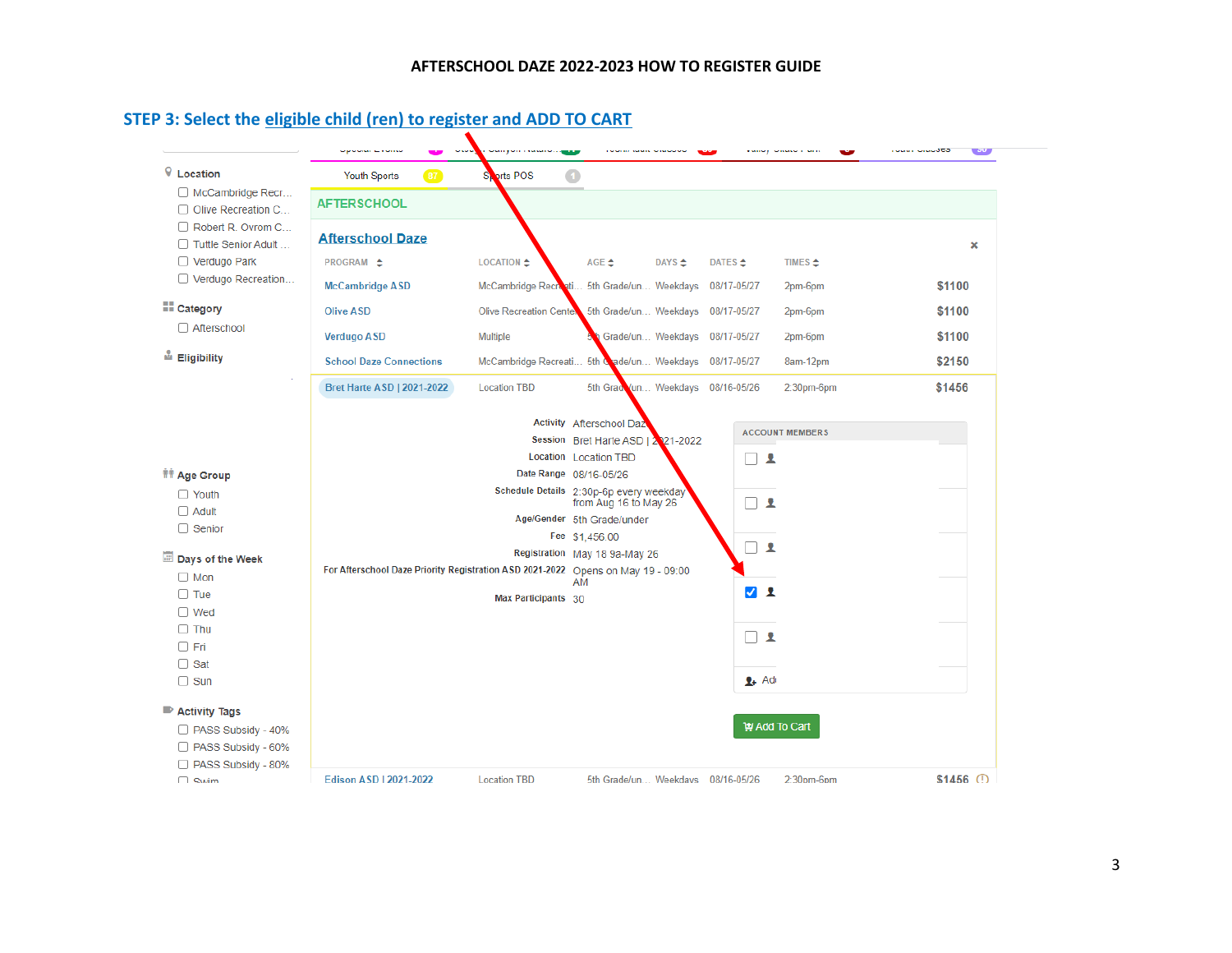**AFTERSCHOOL DAZE 2022-2023 HOW TO REGISTER GUIDE**

## STEP 3: Select the eligible child (ren) to register and ADD TO CART

Location
- McCambridge Recr...
- Olive Recreation C...
- Robert R. Ovrom C...
- Tuttle Senior Adult ...
- Verdugo Park
- Verdugo Recreation...

Category
- Afterschool

Eligibility

Age Group
- Youth
- Adult
- Senior

Days of the Week
- Mon
- Tue
- Wed
- Thu
- Fri
- Sat
- Sun

Activity Tags
- PASS Subsidy - 40%
- PASS Subsidy - 60%
- PASS Subsidy - 80%
- Swim

Youth Sports 87 | Sports POS 1

AFTERSCHOOL

**Afterschool Daze**

| PROGRAM | LOCATION | AGE | DAYS | DATES | TIMES | |
|---|---|---|---|---|---|---|
| McCambridge ASD | McCambridge Recreati... | 5th Grade/un... | Weekdays | 08/17-05/27 | 2pm-6pm | $1100 |
| Olive ASD | Olive Recreation Center | 5th Grade/un... | Weekdays | 08/17-05/27 | 2pm-6pm | $1100 |
| Verdugo ASD | Multiple | 5th Grade/un... | Weekdays | 08/17-05/27 | 2pm-6pm | $1100 |
| School Daze Connections | McCambridge Recreati... | 5th Grade/un... | Weekdays | 08/17-05/27 | 8am-12pm | $2150 |
| Bret Harte ASD \| 2021-2022 | Location TBD | 5th Grade/un... | Weekdays | 08/16-05/26 | 2:30pm-6pm | $1456 |
| Edison ASD \| 2021-2022 | Location TBD | 5th Grade/un... | Weekdays | 08/16-05/26 | 2:30pm-6pm | $1456 |

| | |
|---|---|
| Activity | Afterschool Daze |
| Session | Bret Harte ASD \| 2021-2022 |
| Location | Location TBD |
| Date Range | 08/16-05/26 |
| Schedule Details | 2:30p-6p every weekday from Aug 16 to May 26 |
| Age/Gender | 5th Grade/under |
| Fee | $1,456.00 |
| Registration | May 18 9a-May 26 |
| For Afterschool Daze Priority Registration ASD 2021-2022 | Opens on May 19 - 09:00 AM |
| Max Participants | 30 |

ACCOUNT MEMBERS

Add To Cart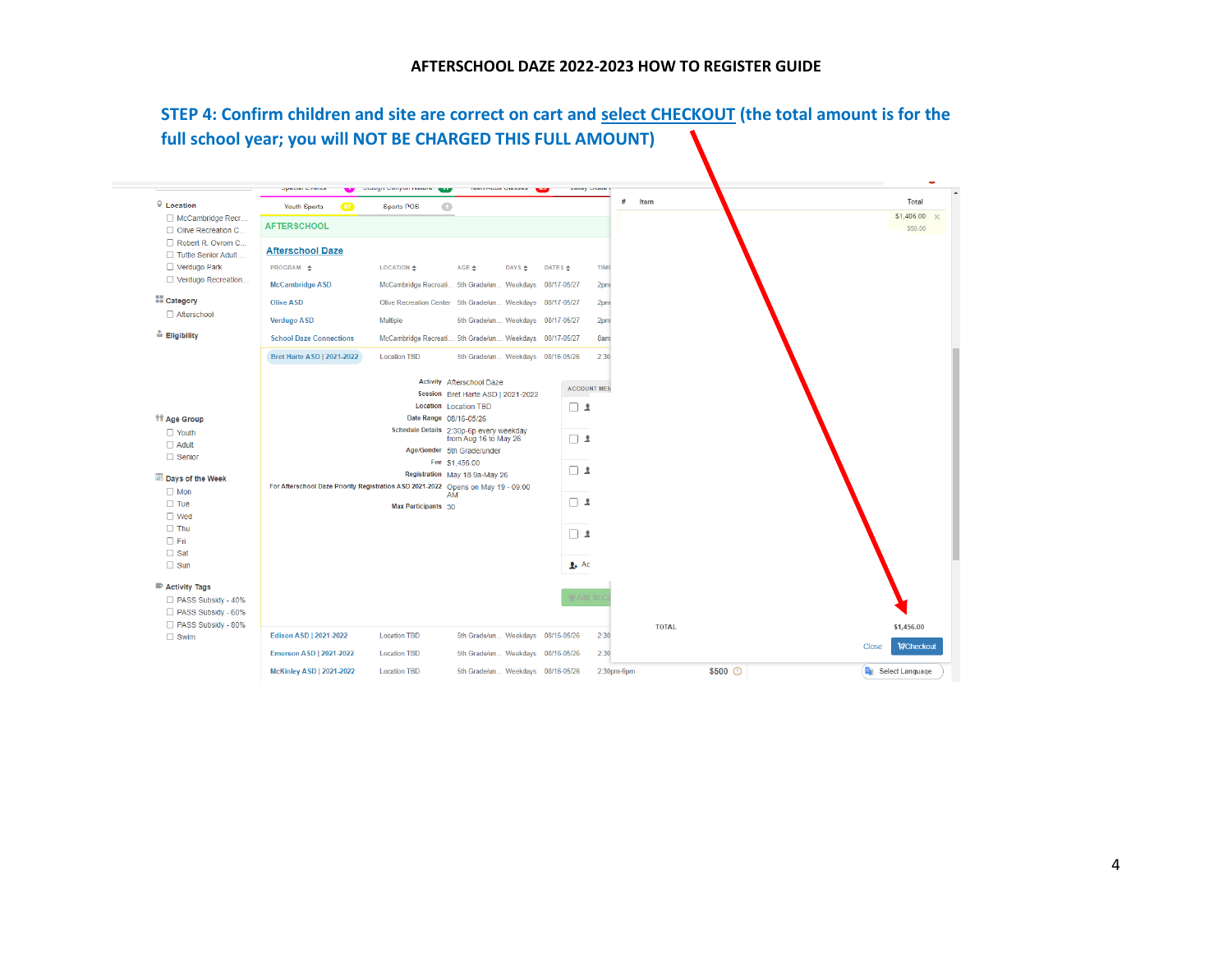# AFTERSCHOOL DAZE 2022-2023 HOW TO REGISTER GUIDE

**STEP 4: Confirm children and site are correct on cart and select CHECKOUT (the total amount is for the full school year; you will NOT BE CHARGED THIS FULL AMOUNT)**

Location
- McCambridge Recr...
- Olive Recreation C...
- Robert R. Ovrom C...
- Tuttle Senior Adult ...
- Verdugo Park
- Verdugo Recreation...

Category
- Afterschool

Eligibility

Age Group
- Youth
- Adult
- Senior

Days of the Week
- Mon
- Tue
- Wed
- Thu
- Fri
- Sat
- Sun

Activity Tags
- PASS Subsidy - 40%
- PASS Subsidy - 60%
- PASS Subsidy - 80%
- Swim

Youth Sports | Sports POS

AFTERSCHOOL

Afterschool Daze

| PROGRAM | LOCATION | AGE | DAYS | DATES | TIME |
|---|---|---|---|---|---|
| McCambridge ASD | McCambridge Recreati... | 5th Grade/un... | Weekdays | 08/17-05/27 | 2pm |
| Olive ASD | Olive Recreation Center | 5th Grade/un... | Weekdays | 08/17-05/27 | 2pm |
| Verdugo ASD | Multiple | 5th Grade/un... | Weekdays | 08/17-05/27 | 2pm |
| School Daze Connections | McCambridge Recreati... | 5th Grade/un... | Weekdays | 08/17-05/27 | 8am |
| Bret Harte ASD \| 2021-2022 | Location TBD | 5th Grade/un... | Weekdays | 08/16-05/26 | 2:30 |

Activity: Afterschool Daze
Session: Bret Harte ASD | 2021-2022
Location: Location TBD
Date Range: 08/16-05/26
Schedule Details: 2:30p-6p every weekday from Aug 16 to May 26
Age/Gender: 5th Grade/under
Fee: $1,456.00
Registration: May 18 9a-May 26
For Afterschool Daze Priority Registration ASD 2021-2022: Opens on May 19 - 09:00 AM
Max Participants: 30

| PROGRAM | LOCATION | AGE | DAYS | DATES | TIME | |
|---|---|---|---|---|---|---|
| Edison ASD \| 2021-2022 | Location TBD | 5th Grade/un... | Weekdays | 08/16-05/26 | 2:30 | |
| Emerson ASD \| 2021-2022 | Location TBD | 5th Grade/un... | Weekdays | 08/16-05/26 | 2:30 | |
| McKinley ASD \| 2021-2022 | Location TBD | 5th Grade/un... | Weekdays | 08/16-05/26 | 2:30pm-6pm | $500 |

| # | Item | Total |
|---|---|---|
| | | $1,406.00 |
| | | $50.00 |
| | TOTAL | $1,456.00 |

Close | Checkout

Select Language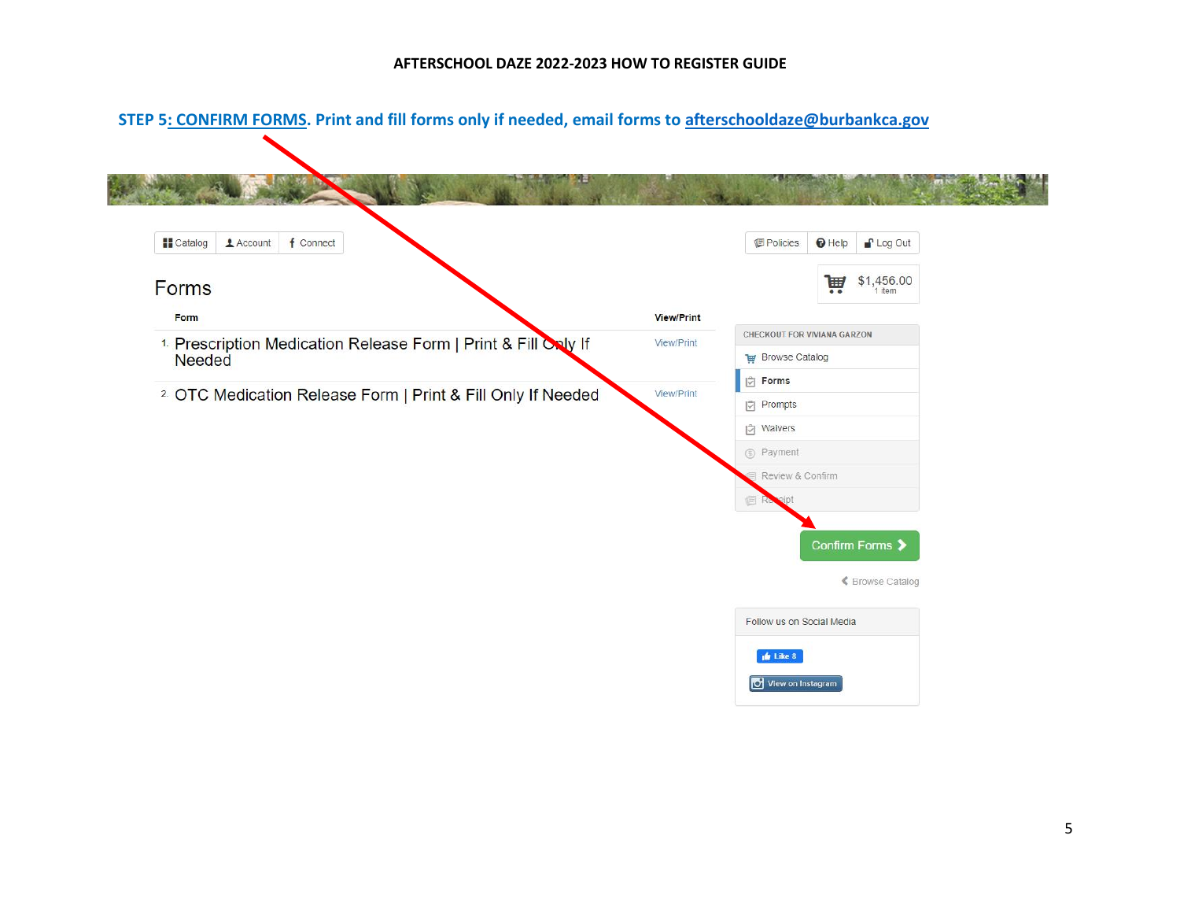**AFTERSCHOOL DAZE 2022-2023 HOW TO REGISTER GUIDE**

**STEP 5: CONFIRM FORMS. Print and fill forms only if needed, email forms to afterschooldaze@burbankca.gov**

Catalog | Account | Connect

Policies | Help | Log Out

$1,456.00
1 item

## Forms

| Form | View/Print |
|---|---|
| 1. Prescription Medication Release Form \| Print & Fill Only If Needed | View/Print |
| 2. OTC Medication Release Form \| Print & Fill Only If Needed | View/Print |

CHECKOUT FOR VIVIANA GARZON

- Browse Catalog
- **Forms**
- Prompts
- Waivers
- Payment
- Review & Confirm
- Receipt

Confirm Forms

Browse Catalog

Follow us on Social Media

Like 8

View on Instagram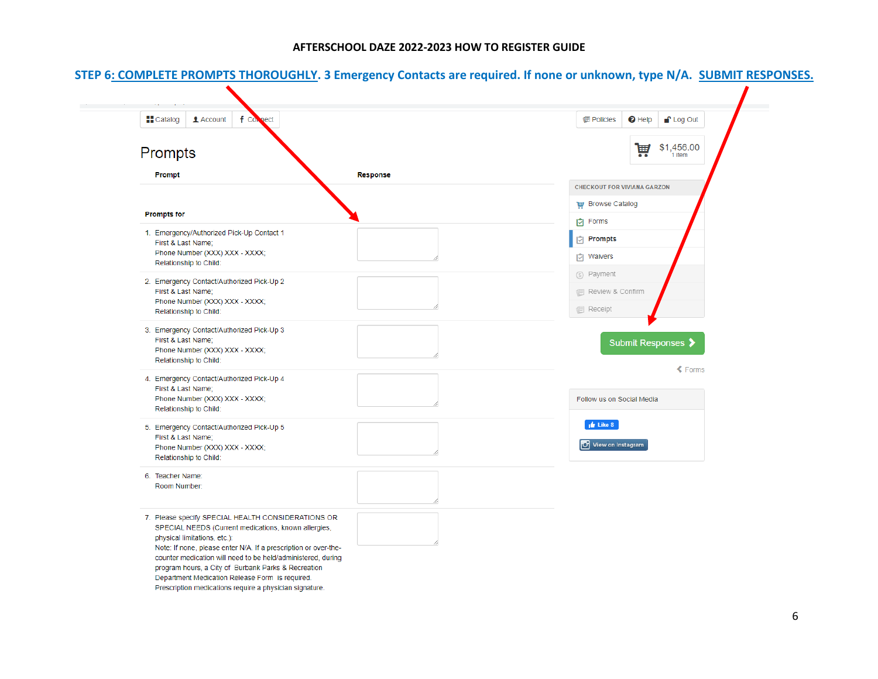# AFTERSCHOOL DAZE 2022-2023 HOW TO REGISTER GUIDE

**STEP 6: COMPLETE PROMPTS THOROUGHLY. 3 Emergency Contacts are required. If none or unknown, type N/A. SUBMIT RESPONSES.**

Catalog | Account | Connect | Policies | Help | Log Out

$1,456.00
1 item

## Prompts

| Prompt | Response |
| --- | --- |
| **Prompts for** | |
| 1. Emergency/Authorized Pick-Up Contact 1<br>First & Last Name;<br>Phone Number (XXX) XXX - XXXX;<br>Relationship to Child: | |
| 2. Emergency Contact/Authorized Pick-Up 2<br>First & Last Name;<br>Phone Number (XXX) XXX - XXXX;<br>Relationship to Child: | |
| 3. Emergency Contact/Authorized Pick-Up 3<br>First & Last Name;<br>Phone Number (XXX) XXX - XXXX;<br>Relationship to Child: | |
| 4. Emergency Contact/Authorized Pick-Up 4<br>First & Last Name;<br>Phone Number (XXX) XXX - XXXX;<br>Relationship to Child: | |
| 5. Emergency Contact/Authorized Pick-Up 5<br>First & Last Name;<br>Phone Number (XXX) XXX - XXXX;<br>Relationship to Child: | |
| 6. Teacher Name:<br>Room Number: | |
| 7. Please specify SPECIAL HEALTH CONSIDERATIONS OR SPECIAL NEEDS (Current medications, known allergies, physical limitations, etc.):<br>Note: If none, please enter N/A. If a prescription or over-the-counter medication will need to be held/administered, during program hours, a City of Burbank Parks & Recreation Department Medication Release Form is required. Prescription medications require a physician signature. | |

CHECKOUT FOR VIVIANA GARZON

- Browse Catalog
- Forms
- **Prompts**
- Waivers
- Payment
- Review & Confirm
- Receipt

Submit Responses

Forms

Follow us on Social Media

Like 8

View on Instagram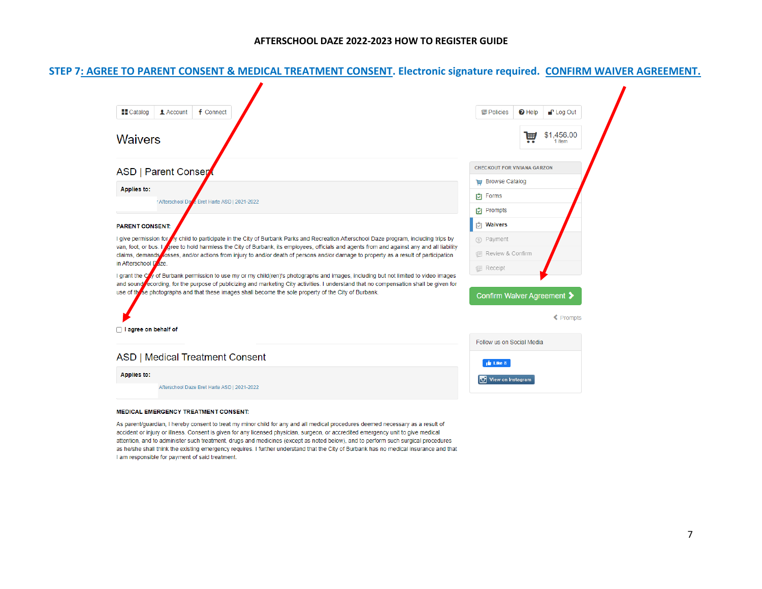**AFTERSCHOOL DAZE 2022-2023 HOW TO REGISTER GUIDE**

**STEP 7: AGREE TO PARENT CONSENT & MEDICAL TREATMENT CONSENT. Electronic signature required. CONFIRM WAIVER AGREEMENT.**

Catalog | Account | Connect

Policies | Help | Log Out

$1,456.00
1 item

# Waivers

## ASD | Parent Consent

**Applies to:**

Afterschool Daze Bret Harte ASD | 2021-2022

**PARENT CONSENT:**

I give permission for my child to participate in the City of Burbank Parks and Recreation Afterschool Daze program, including trips by van, foot, or bus. I agree to hold harmless the City of Burbank, its employees, officials and agents from and against any and all liability claims, demands, losses, and/or actions from injury to and/or death of persons and/or damage to property as a result of participation in Afterschool Daze.

I grant the City of Burbank permission to use my or my child(ren)'s photographs and images, including but not limited to video images and sound recording, for the purpose of publicizing and marketing City activities. I understand that no compensation shall be given for use of these photographs and that these images shall become the sole property of the City of Burbank.

☐ I agree on behalf of

## ASD | Medical Treatment Consent

**Applies to:**

Afterschool Daze Bret Harte ASD | 2021-2022

**MEDICAL EMERGENCY TREATMENT CONSENT:**

As parent/guardian, I hereby consent to treat my minor child for any and all medical procedures deemed necessary as a result of accident or injury or illness. Consent is given for any licensed physician, surgeon, or accredited emergency unit to give medical attention, and to administer such treatment, drugs and medicines (except as noted below), and to perform such surgical procedures as he/she shall think the existing emergency requires. I further understand that the City of Burbank has no medical insurance and that I am responsible for payment of said treatment.

CHECKOUT FOR VIVIANA GARZON

- Browse Catalog
- Forms
- Prompts
- **Waivers**
- Payment
- Review & Confirm
- Receipt

**Confirm Waiver Agreement >**

< Prompts

Follow us on Social Media

Like 8

View on Instagram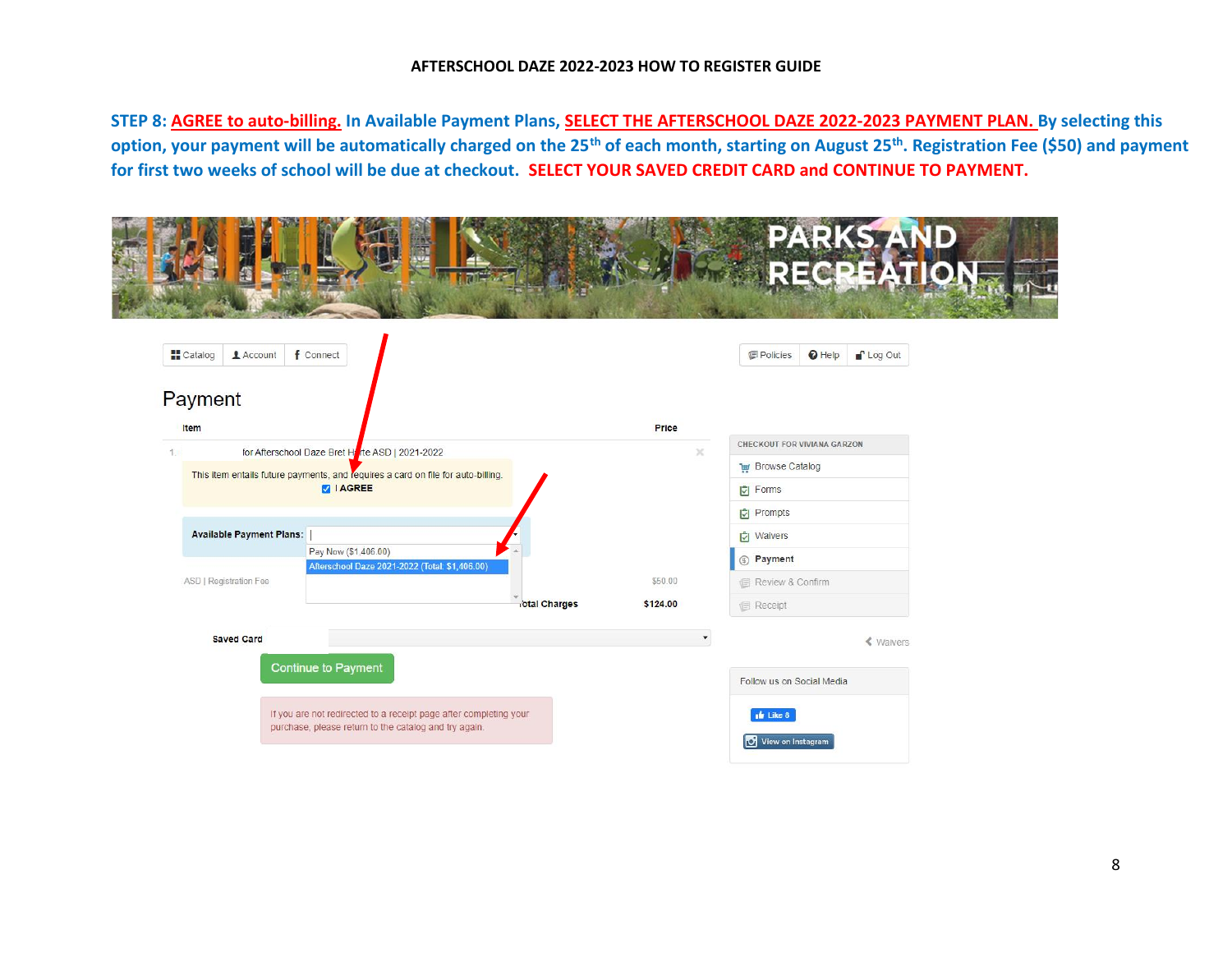**STEP 8: AGREE to auto-billing. In Available Payment Plans, SELECT THE AFTERSCHOOL DAZE 2022-2023 PAYMENT PLAN. By selecting this option, your payment will be automatically charged on the 25th of each month, starting on August 25th. Registration Fee ($50) and payment for first two weeks of school will be due at checkout. SELECT YOUR SAVED CREDIT CARD and CONTINUE TO PAYMENT.**

PARKS AND RECREATION

Catalog | Account | Connect | Policies | Help | Log Out

## Payment

| Item | Price |
|---|---|
| 1. for Afterschool Daze Bret Harte ASD \| 2021-2022 | |
| This item entails future payments, and requires a card on file for auto-billing. ☑ I AGREE | |
| Available Payment Plans: Pay Now ($1,406.00) / Afterschool Daze 2021-2022 (Total: $1,406.00) | |
| ASD \| Registration Fee | $50.00 |
| Total Charges | $124.00 |

Saved Card

Continue to Payment

If you are not redirected to a receipt page after completing your purchase, please return to the catalog and try again.

CHECKOUT FOR VIVIANA GARZON
- Browse Catalog
- Forms
- Prompts
- Waivers
- Payment
- Review & Confirm
- Receipt

Waivers

Follow us on Social Media

Like 8

View on Instagram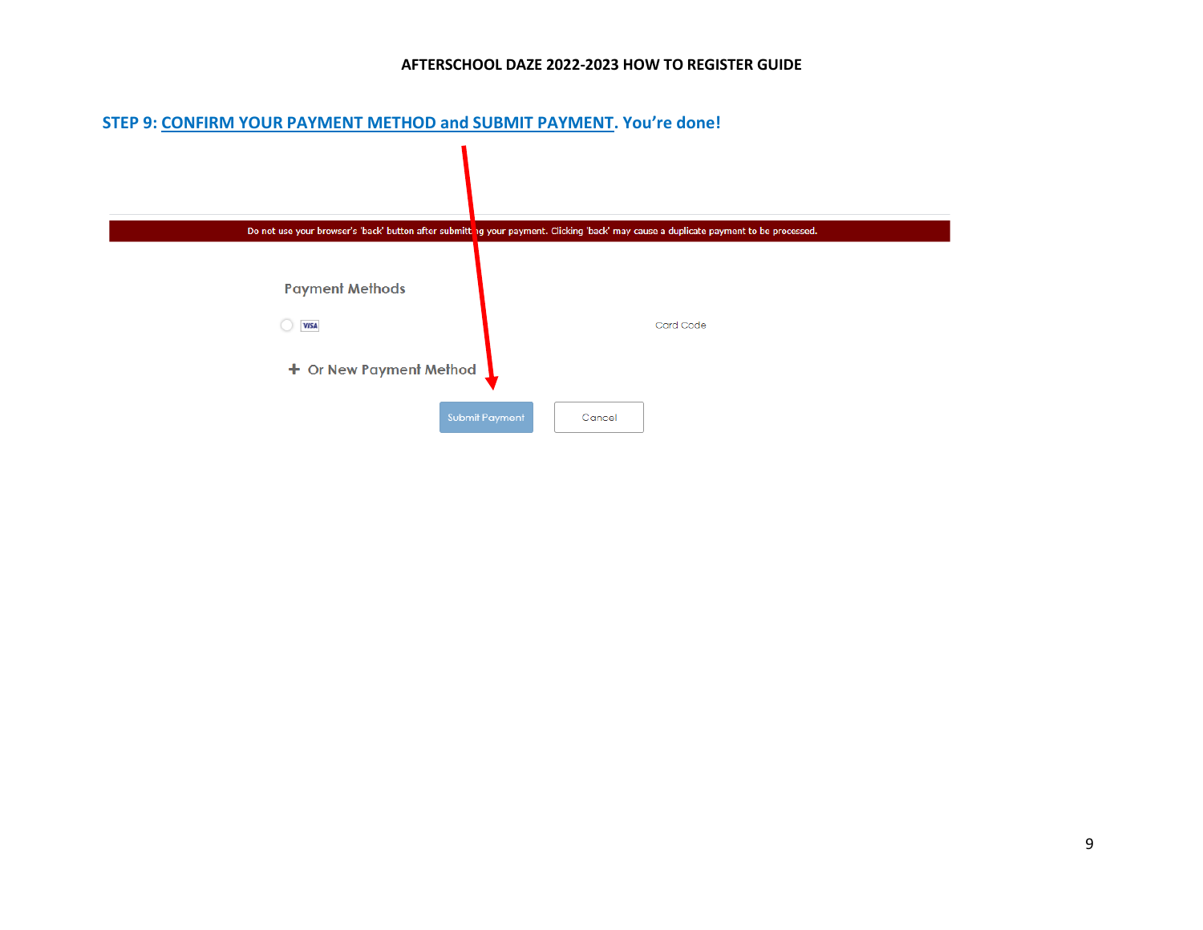**STEP 9: CONFIRM YOUR PAYMENT METHOD and SUBMIT PAYMENT. You're done!**

Do not use your browser's 'back' button after submitting your payment. Clicking 'back' may cause a duplicate payment to be processed.

Payment Methods

VISA

Card Code

+ Or New Payment Method

Submit Payment

Cancel